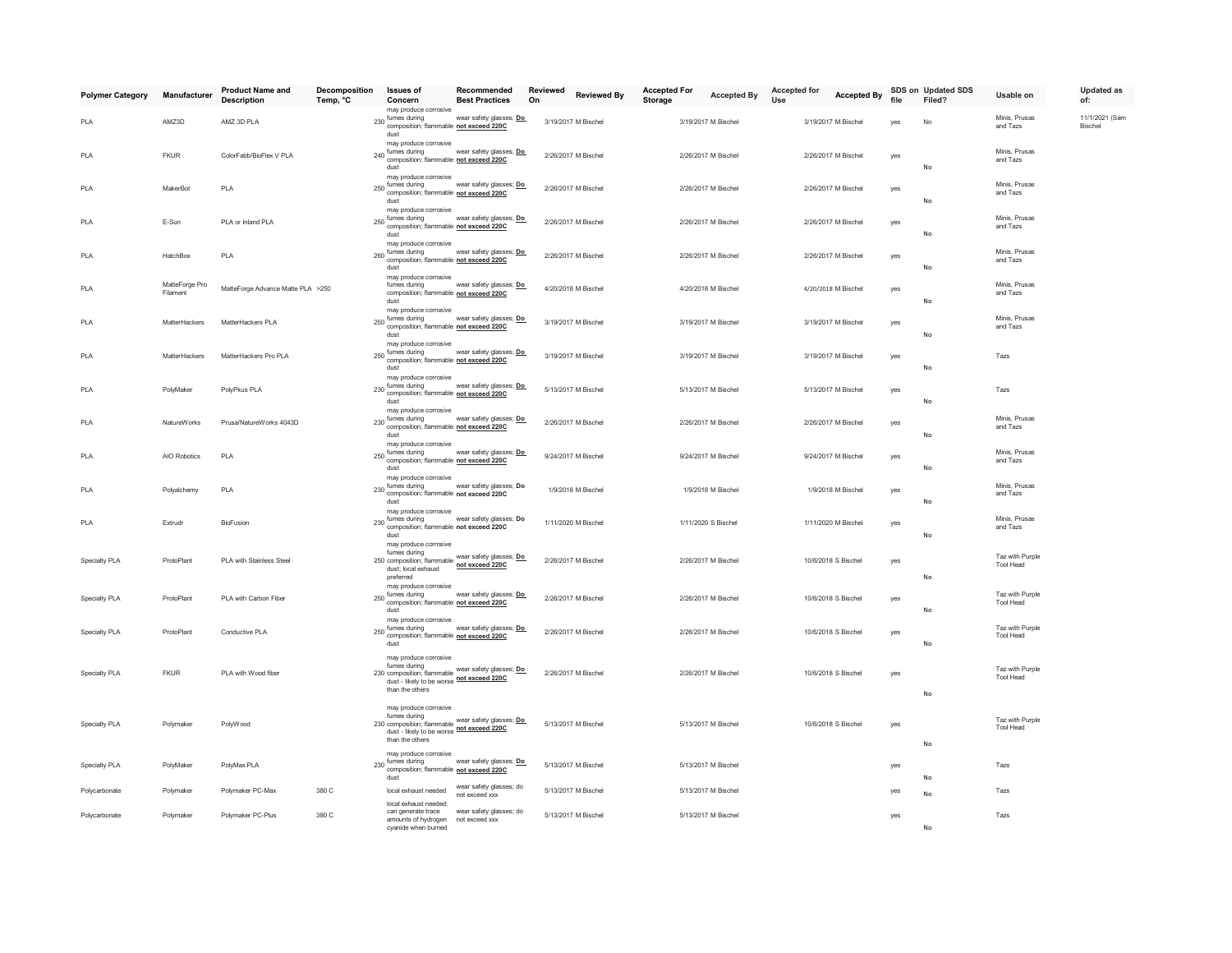| Polymer Category | Manufacturer | Product Name and Description | Decomposition Temp, °C | Issues of Concern | Recommended Best Practices | Reviewed On | Reviewed By | Accepted For Storage | Accepted By | Accepted for Use | Accepted By | SDS on file | Updated SDS Filed? | Usable on | Updated as of: |
|---|---|---|---|---|---|---|---|---|---|---|---|---|---|---|---|
| PLA | AMZ3D | AMZ 3D PLA | 230 | may produce corrosive fumes during composition; flammable dust | wear safety glasses; **Do not exceed 220C** | 3/19/2017 | M Bischel | 3/19/2017 | M Bischel | 3/19/2017 | M Bischel | yes | No | Minis, Prusas and Tazs | 11/1/2021 (Sam Bischel |
| PLA | FKUR | ColorFabb/BioFlex V PLA | 240 | may produce corrosive fumes during composition; flammable dust | wear safety glasses; **Do not exceed 220C** | 2/26/2017 | M Bischel | 2/26/2017 | M Bischel | 2/26/2017 | M Bischel | yes | No | Minis, Prusas and Tazs | |
| PLA | MakerBot | PLA | 250 | may produce corrosive fumes during composition; flammable dust | wear safety glasses; **Do not exceed 220C** | 2/26/2017 | M Bischel | 2/26/2017 | M Bischel | 2/26/2017 | M Bischel | yes | No | Minis, Prusas and Tazs | |
| PLA | E-Sun | PLA or Inland PLA | 250 | may produce corrosive fumes during composition; flammable dust | wear safety glasses; **Do not exceed 220C** | 2/26/2017 | M Bischel | 2/26/2017 | M Bischel | 2/26/2017 | M Bischel | yes | No | Minis, Prusas and Tazs | |
| PLA | HatchBox | PLA | 260 | may produce corrosive fumes during composition; flammable dust | wear safety glasses; **Do not exceed 220C** | 2/26/2017 | M Bischel | 2/26/2017 | M Bischel | 2/26/2017 | M Bischel | yes | No | Minis, Prusas and Tazs | |
| PLA | MatteForge Pro Filament | MatteForge Advance Matte PLA | >250 | may produce corrosive fumes during composition; flammable dust | wear safety glasses; **Do not exceed 220C** | 4/20/2018 | M Bischel | 4/20/2018 | M Bischel | 4/20/2018 | M Bischel | yes | No | Minis, Prusas and Tazs | |
| PLA | MatterHackers | MatterHackers PLA | 250 | may produce corrosive fumes during composition; flammable dust | wear safety glasses; **Do not exceed 220C** | 3/19/2017 | M Bischel | 3/19/2017 | M Bischel | 3/19/2017 | M Bischel | yes | No | Minis, Prusas and Tazs | |
| PLA | MatterHackers | MatterHackers Pro PLA | 250 | may produce corrosive fumes during composition; flammable dust | wear safety glasses; **Do not exceed 220C** | 3/19/2017 | M Bischel | 3/19/2017 | M Bischel | 3/19/2017 | M Bischel | yes | No | Tazs | |
| PLA | PolyMaker | PolyPkus PLA | 230 | may produce corrosive fumes during composition; flammable dust | wear safety glasses; **Do not exceed 220C** | 5/13/2017 | M Bischel | 5/13/2017 | M Bischel | 5/13/2017 | M Bischel | yes | No | Tazs | |
| PLA | NatureWorks | Prusa/NatureWorks 4043D | 230 | may produce corrosive fumes during composition; flammable dust | wear safety glasses; **Do not exceed 220C** | 2/26/2017 | M Bischel | 2/26/2017 | M Bischel | 2/26/2017 | M Bischel | yes | No | Minis, Prusas and Tazs | |
| PLA | AIO Robotics | PLA | 250 | may produce corrosive fumes during composition; flammable dust | wear safety glasses; **Do not exceed 220C** | 9/24/2017 | M Bischel | 9/24/2017 | M Bischel | 9/24/2017 | M Bischel | yes | No | Minis, Prusas and Tazs | |
| PLA | Polyalchemy | PLA | 230 | may produce corrosive fumes during composition; flammable dust | wear safety glasses; **Do not exceed 220C** | 1/9/2018 | M Bischel | 1/9/2018 | M Bischel | 1/9/2018 | M Bischel | yes | No | Minis, Prusas and Tazs | |
| PLA | Extrudr | BioFusion | 230 | may produce corrosive fumes during composition; flammable dust | wear safety glasses; **Do not exceed 220C** | 1/11/2020 | M Bischel | 1/11/2020 | S Bischel | 1/11/2020 | M Bischel | yes | No | Minis, Prusas and Tazs | |
| Specialty PLA | ProtoPlant | PLA with Stainless Steel | 250 | may produce corrosive fumes during composition; flammable dust; local exhaust preferred | wear safety glasses; **Do not exceed 220C** | 2/26/2017 | M Bischel | 2/26/2017 | M Bischel | 10/6/2018 | S Bischel | yes | No | Taz with Purple Tool Head | |
| Specialty PLA | ProtoPlant | PLA with Carbon Fiber | 250 | may produce corrosive fumes during composition; flammable dust | wear safety glasses; **Do not exceed 220C** | 2/26/2017 | M Bischel | 2/26/2017 | M Bischel | 10/6/2018 | S Bischel | yes | No | Taz with Purple Tool Head | |
| Specialty PLA | ProtoPlant | Conductive PLA | 250 | may produce corrosive fumes during composition; flammable dust | wear safety glasses; **Do not exceed 220C** | 2/26/2017 | M Bischel | 2/26/2017 | M Bischel | 10/6/2018 | S Bischel | yes | No | Taz with Purple Tool Head | |
| Specialty PLA | FKUR | PLA with Wood fiber | 230 | may produce corrosive fumes during composition; flammable dust - likely to be worse than the others | wear safety glasses; **Do not exceed 220C** | 2/26/2017 | M Bischel | 2/26/2017 | M Bischel | 10/6/2018 | S Bischel | yes | No | Taz with Purple Tool Head | |
| Specialty PLA | Polymaker | PolyWood | 230 | may produce corrosive fumes during composition; flammable dust - likely to be worse than the others | wear safety glasses; **Do not exceed 220C** | 5/13/2017 | M Bischel | 5/13/2017 | M Bischel | 10/6/2018 | S Bischel | yes | No | Taz with Purple Tool Head | |
| Specialty PLA | PolyMaker | PolyMax PLA | 230 | may produce corrosive fumes during composition; flammable dust | wear safety glasses; **Do not exceed 220C** | 5/13/2017 | M Bischel | 5/13/2017 | M Bischel | | | yes | No | Tazs | |
| Polycarbonate | Polymaker | Polymaker PC-Max | 380 C | local exhaust needed | wear safety glasses; do not exceed xxx | 5/13/2017 | M Bischel | 5/13/2017 | M Bischel | | | yes | No | Tazs | |
| Polycarbonate | Polymaker | Polymaker PC-Plus | 380 C | local exhaust needed; can generate trace amounts of hydrogen cyanide when burned | wear safety glasses; do not exceed xxx | 5/13/2017 | M Bischel | 5/13/2017 | M Bischel | | | yes | No | Tazs | |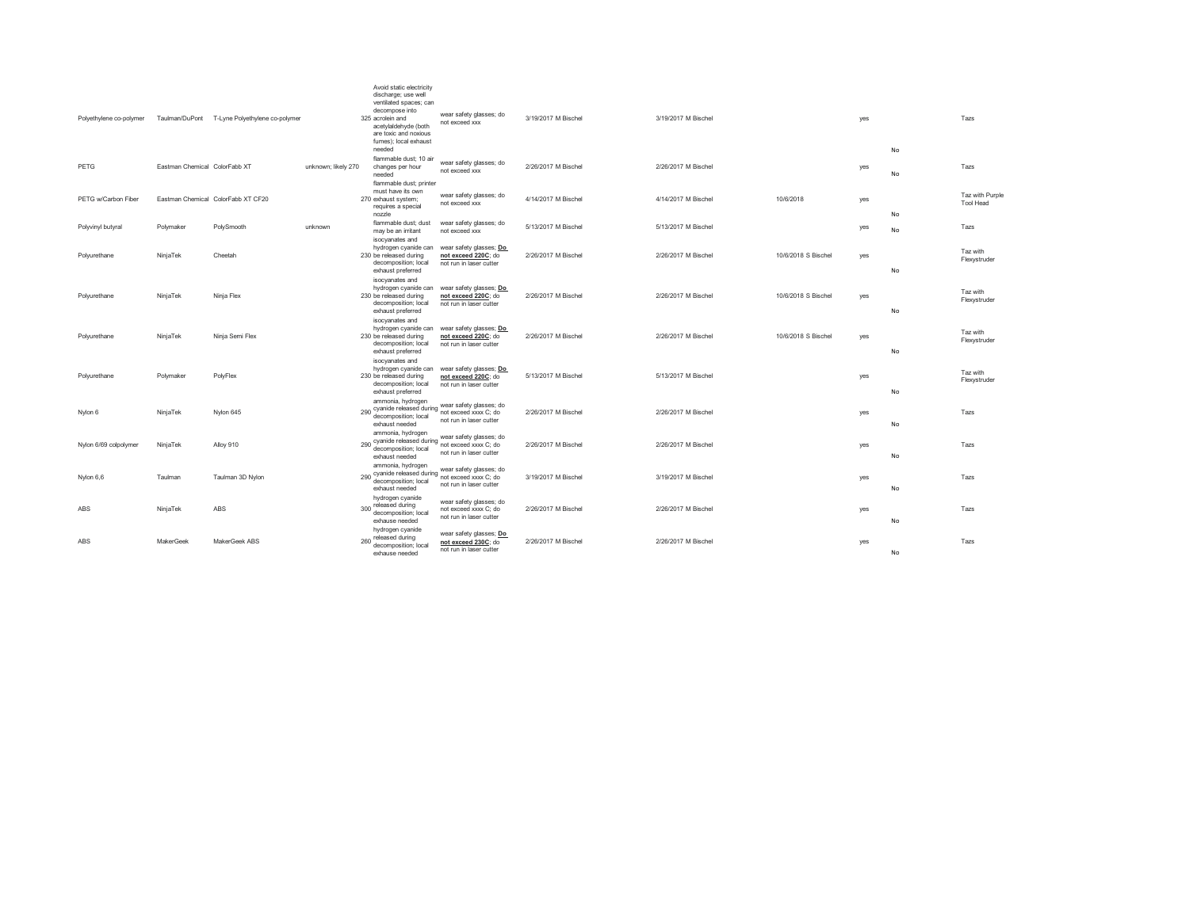| | | | | | | | | | | | |
|---|---|---|---|---|---|---|---|---|---|---|---|
| Polyethylene co-polymer | Taulman/DuPont | T-Lyne Polyethylene co-polymer | 325 | Avoid static electricity discharge; use well ventilated spaces; can decompose into acrolein and acetylaldehyde (both are toxic and noxious fumes); local exhaust needed | wear safety glasses; do not exceed xxx | 3/19/2017 M Bischel | 3/19/2017 M Bischel | | yes | No | Tazs |
| PETG | Eastman Chemical | ColorFabb XT | unknown; likely 270 | flammable dust; 10 air changes per hour needed | wear safety glasses; do not exceed xxx | 2/26/2017 M Bischel | 2/26/2017 M Bischel | | yes | No | Tazs |
| PETG w/Carbon Fiber | Eastman Chemical | ColorFabb XT CF20 | 270 | flammable dust; printer must have its own exhaust system; requires a special nozzle | wear safety glasses; do not exceed xxx | 4/14/2017 M Bischel | 4/14/2017 M Bischel | 10/6/2018 | yes | No | Taz with Purple Tool Head |
| Polyvinyl butyral | Polymaker | PolySmooth | unknown | flammable dust; dust may be an irritant | wear safety glasses; do not exceed xxx | 5/13/2017 M Bischel | 5/13/2017 M Bischel | | yes | No | Tazs |
| Polyurethane | NinjaTek | Cheetah | 230 | isocyanates and hydrogen cyanide can be released during decomposition; local exhaust preferred | wear safety glasses; **Do not exceed 220C**; do not run in laser cutter | 2/26/2017 M Bischel | 2/26/2017 M Bischel | 10/6/2018 S Bischel | yes | No | Taz with Flexystruder |
| Polyurethane | NinjaTek | Ninja Flex | 230 | isocyanates and hydrogen cyanide can be released during decomposition; local exhaust preferred | wear safety glasses; **Do not exceed 220C**; do not run in laser cutter | 2/26/2017 M Bischel | 2/26/2017 M Bischel | 10/6/2018 S Bischel | yes | No | Taz with Flexystruder |
| Polyurethane | NinjaTek | Ninja Semi Flex | 230 | isocyanates and hydrogen cyanide can be released during decomposition; local exhaust preferred | wear safety glasses; **Do not exceed 220C**; do not run in laser cutter | 2/26/2017 M Bischel | 2/26/2017 M Bischel | 10/6/2018 S Bischel | yes | No | Taz with Flexystruder |
| Polyurethane | Polymaker | PolyFlex | 230 | isocyanates and hydrogen cyanide can be released during decomposition; local exhaust preferred | wear safety glasses; **Do not exceed 220C**; do not run in laser cutter | 5/13/2017 M Bischel | 5/13/2017 M Bischel | | yes | No | Taz with Flexystruder |
| Nylon 6 | NinjaTek | Nylon 645 | 290 | ammonia, hydrogen cyanide released during decomposition; local exhaust needed | wear safety glasses; do not exceed xxxx C; do not run in laser cutter | 2/26/2017 M Bischel | 2/26/2017 M Bischel | | yes | No | Tazs |
| Nylon 6/69 colpolymer | NinjaTek | Alloy 910 | 290 | ammonia, hydrogen cyanide released during decomposition; local exhaust needed | wear safety glasses; do not exceed xxxx C; do not run in laser cutter | 2/26/2017 M Bischel | 2/26/2017 M Bischel | | yes | No | Tazs |
| Nylon 6,6 | Taulman | Taulman 3D Nylon | 290 | ammonia, hydrogen cyanide released during decomposition; local exhaust needed | wear safety glasses; do not exceed xxxx C; do not run in laser cutter | 3/19/2017 M Bischel | 3/19/2017 M Bischel | | yes | No | Tazs |
| ABS | NinjaTek | ABS | 300 | hydrogen cyanide released during decomposition; local exhause needed | wear safety glasses; do not exceed xxxx C; do not run in laser cutter | 2/26/2017 M Bischel | 2/26/2017 M Bischel | | yes | No | Tazs |
| ABS | MakerGeek | MakerGeek ABS | 260 | hydrogen cyanide released during decomposition; local exhause needed | wear safety glasses; **Do not exceed 230C**; do not run in laser cutter | 2/26/2017 M Bischel | 2/26/2017 M Bischel | | yes | No | Tazs |